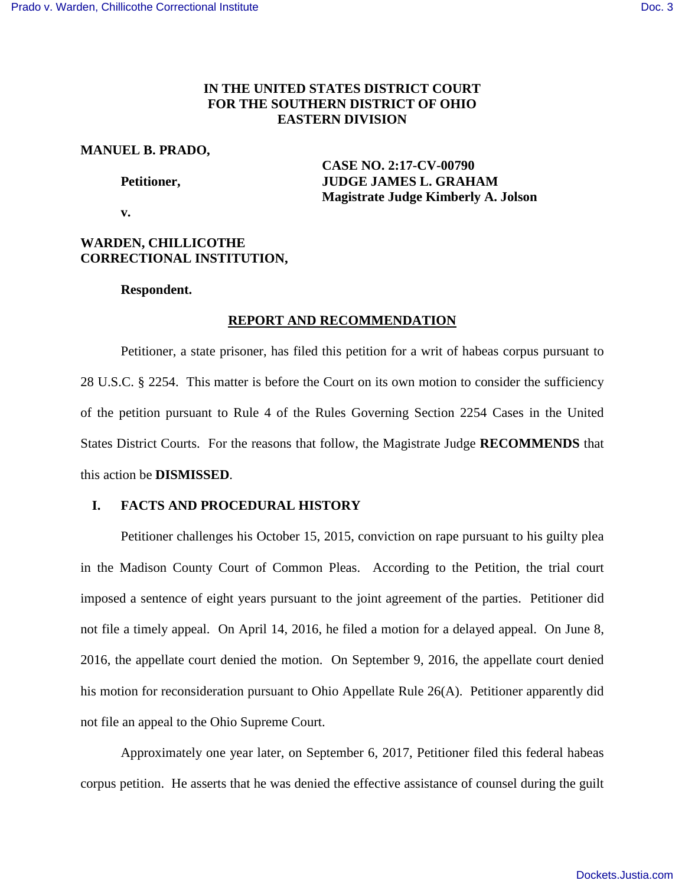**IN THE UNITED STATES DISTRICT COURT**
**FOR THE SOUTHERN DISTRICT OF OHIO**
**EASTERN DIVISION**

**MANUEL B. PRADO,**

**Petitioner,**

**v.**

**WARDEN, CHILLICOTHE CORRECTIONAL INSTITUTION,**

**Respondent.**

**CASE NO. 2:17-CV-00790**
**JUDGE JAMES L. GRAHAM**
**Magistrate Judge Kimberly A. Jolson**

## REPORT AND RECOMMENDATION

Petitioner, a state prisoner, has filed this petition for a writ of habeas corpus pursuant to 28 U.S.C. § 2254. This matter is before the Court on its own motion to consider the sufficiency of the petition pursuant to Rule 4 of the Rules Governing Section 2254 Cases in the United States District Courts. For the reasons that follow, the Magistrate Judge **RECOMMENDS** that this action be **DISMISSED**.

## I. FACTS AND PROCEDURAL HISTORY

Petitioner challenges his October 15, 2015, conviction on rape pursuant to his guilty plea in the Madison County Court of Common Pleas. According to the Petition, the trial court imposed a sentence of eight years pursuant to the joint agreement of the parties. Petitioner did not file a timely appeal. On April 14, 2016, he filed a motion for a delayed appeal. On June 8, 2016, the appellate court denied the motion. On September 9, 2016, the appellate court denied his motion for reconsideration pursuant to Ohio Appellate Rule 26(A). Petitioner apparently did not file an appeal to the Ohio Supreme Court.

Approximately one year later, on September 6, 2017, Petitioner filed this federal habeas corpus petition. He asserts that he was denied the effective assistance of counsel during the guilt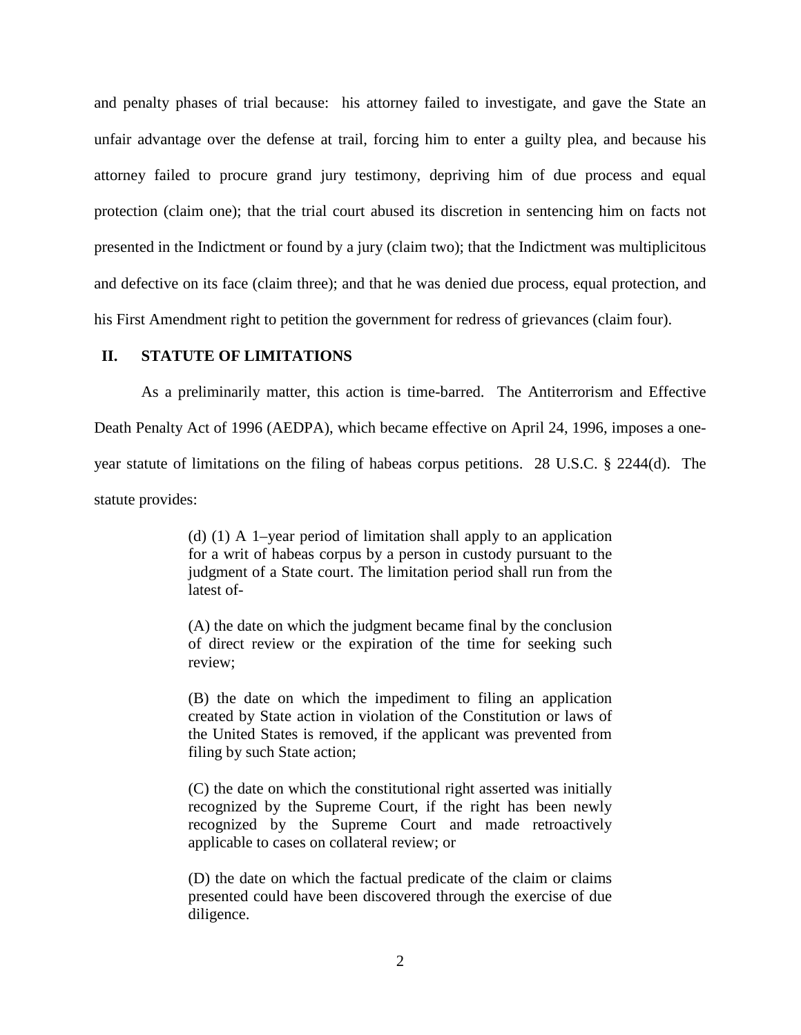and penalty phases of trial because: his attorney failed to investigate, and gave the State an unfair advantage over the defense at trail, forcing him to enter a guilty plea, and because his attorney failed to procure grand jury testimony, depriving him of due process and equal protection (claim one); that the trial court abused its discretion in sentencing him on facts not presented in the Indictment or found by a jury (claim two); that the Indictment was multiplicitous and defective on its face (claim three); and that he was denied due process, equal protection, and his First Amendment right to petition the government for redress of grievances (claim four).

## II. STATUTE OF LIMITATIONS

As a preliminarily matter, this action is time-barred. The Antiterrorism and Effective Death Penalty Act of 1996 (AEDPA), which became effective on April 24, 1996, imposes a one-year statute of limitations on the filing of habeas corpus petitions. 28 U.S.C. § 2244(d). The statute provides:

> (d) (1) A 1–year period of limitation shall apply to an application for a writ of habeas corpus by a person in custody pursuant to the judgment of a State court. The limitation period shall run from the latest of-
>
> (A) the date on which the judgment became final by the conclusion of direct review or the expiration of the time for seeking such review;
>
> (B) the date on which the impediment to filing an application created by State action in violation of the Constitution or laws of the United States is removed, if the applicant was prevented from filing by such State action;
>
> (C) the date on which the constitutional right asserted was initially recognized by the Supreme Court, if the right has been newly recognized by the Supreme Court and made retroactively applicable to cases on collateral review; or
>
> (D) the date on which the factual predicate of the claim or claims presented could have been discovered through the exercise of due diligence.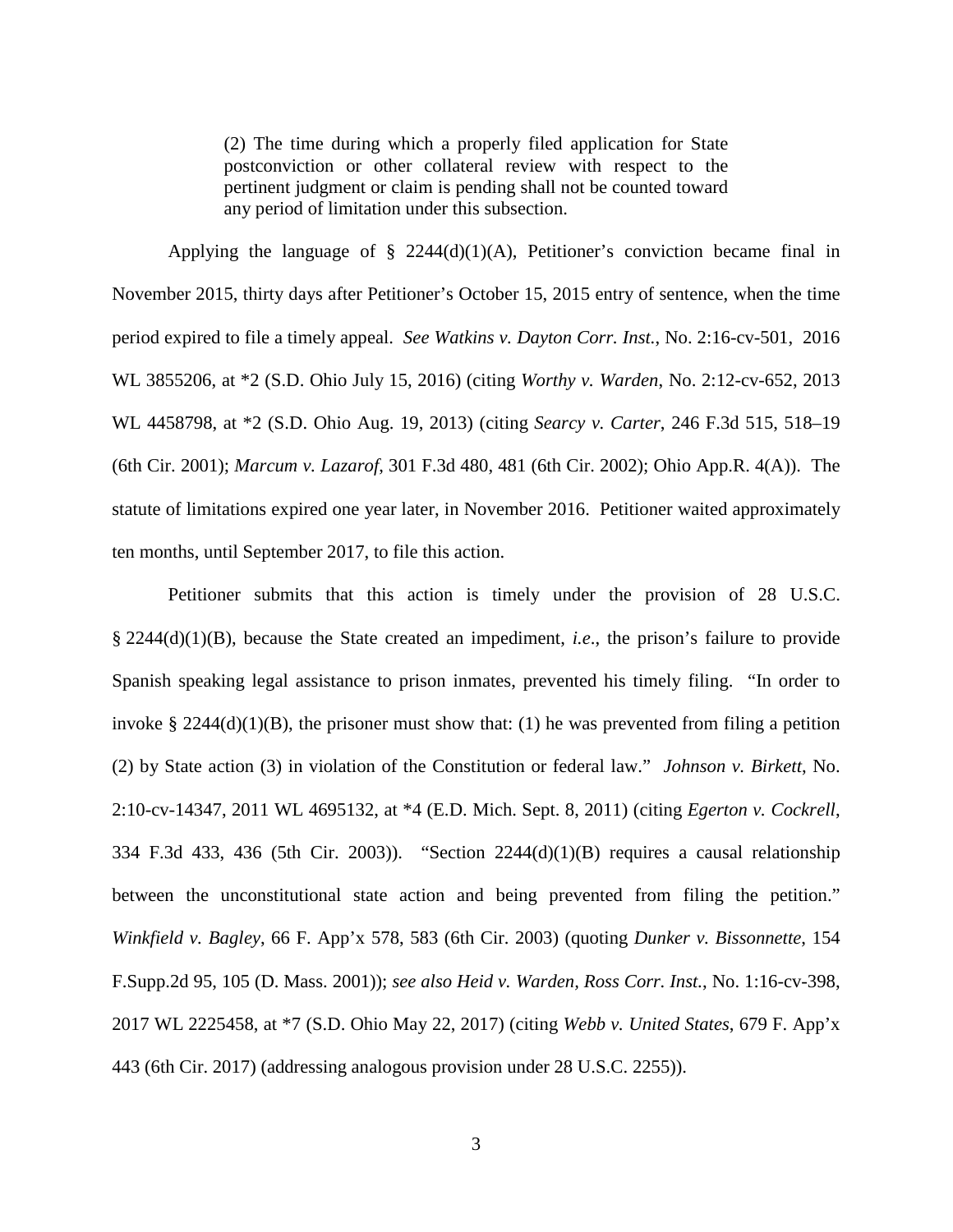> (2) The time during which a properly filed application for State postconviction or other collateral review with respect to the pertinent judgment or claim is pending shall not be counted toward any period of limitation under this subsection.

Applying the language of § 2244(d)(1)(A), Petitioner's conviction became final in November 2015, thirty days after Petitioner's October 15, 2015 entry of sentence, when the time period expired to file a timely appeal. *See Watkins v. Dayton Corr. Inst.*, No. 2:16-cv-501, 2016 WL 3855206, at *2 (S.D. Ohio July 15, 2016) (citing *Worthy v. Warden*, No. 2:12-cv-652, 2013 WL 4458798, at *2 (S.D. Ohio Aug. 19, 2013) (citing *Searcy v. Carter*, 246 F.3d 515, 518–19 (6th Cir. 2001); *Marcum v. Lazarof*, 301 F.3d 480, 481 (6th Cir. 2002); Ohio App.R. 4(A)). The statute of limitations expired one year later, in November 2016. Petitioner waited approximately ten months, until September 2017, to file this action.

Petitioner submits that this action is timely under the provision of 28 U.S.C. § 2244(d)(1)(B), because the State created an impediment, *i.e*., the prison's failure to provide Spanish speaking legal assistance to prison inmates, prevented his timely filing. "In order to invoke § 2244(d)(1)(B), the prisoner must show that: (1) he was prevented from filing a petition (2) by State action (3) in violation of the Constitution or federal law." *Johnson v. Birkett*, No. 2:10-cv-14347, 2011 WL 4695132, at *4 (E.D. Mich. Sept. 8, 2011) (citing *Egerton v. Cockrell*, 334 F.3d 433, 436 (5th Cir. 2003)). "Section 2244(d)(1)(B) requires a causal relationship between the unconstitutional state action and being prevented from filing the petition." *Winkfield v. Bagley*, 66 F. App'x 578, 583 (6th Cir. 2003) (quoting *Dunker v. Bissonnette*, 154 F.Supp.2d 95, 105 (D. Mass. 2001)); *see also Heid v. Warden, Ross Corr. Inst.*, No. 1:16-cv-398, 2017 WL 2225458, at *7 (S.D. Ohio May 22, 2017) (citing *Webb v. United States*, 679 F. App'x 443 (6th Cir. 2017) (addressing analogous provision under 28 U.S.C. 2255)).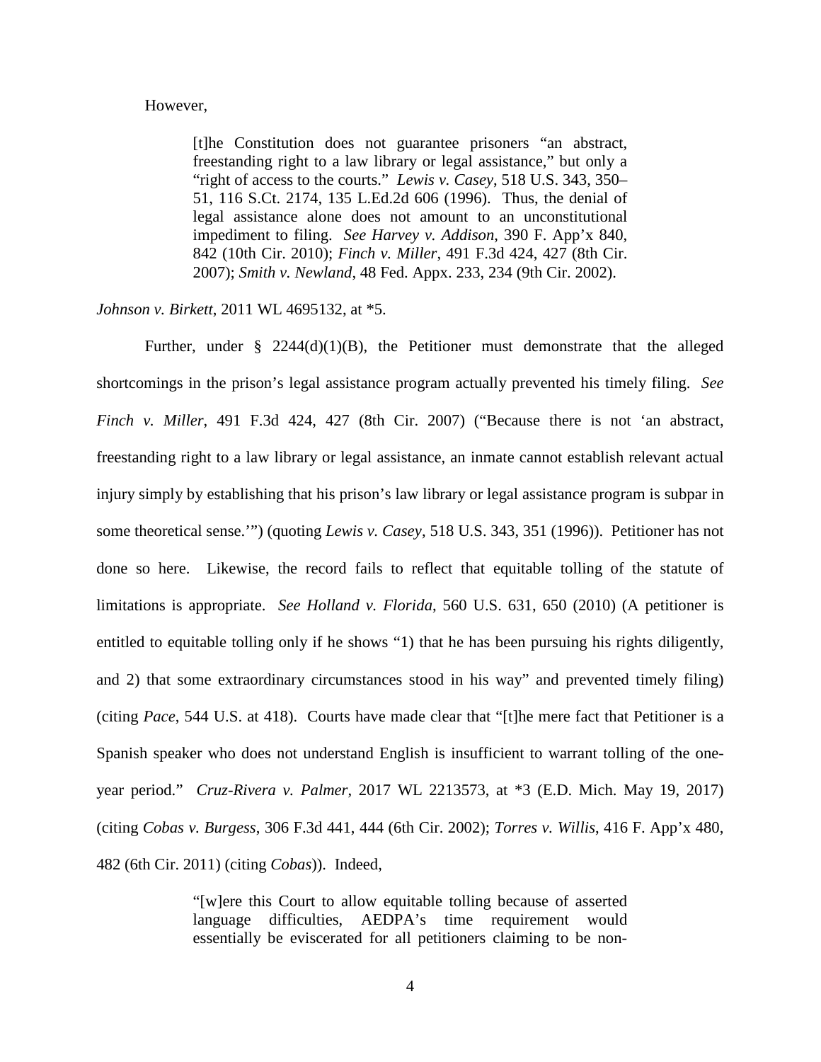However,

> [t]he Constitution does not guarantee prisoners "an abstract, freestanding right to a law library or legal assistance," but only a "right of access to the courts." *Lewis v. Casey*, 518 U.S. 343, 350–51, 116 S.Ct. 2174, 135 L.Ed.2d 606 (1996). Thus, the denial of legal assistance alone does not amount to an unconstitutional impediment to filing. *See Harvey v. Addison*, 390 F. App'x 840, 842 (10th Cir. 2010); *Finch v. Miller*, 491 F.3d 424, 427 (8th Cir. 2007); *Smith v. Newland*, 48 Fed. Appx. 233, 234 (9th Cir. 2002).

*Johnson v. Birkett*, 2011 WL 4695132, at *5.

Further, under § 2244(d)(1)(B), the Petitioner must demonstrate that the alleged shortcomings in the prison's legal assistance program actually prevented his timely filing. *See Finch v. Miller*, 491 F.3d 424, 427 (8th Cir. 2007) ("Because there is not 'an abstract, freestanding right to a law library or legal assistance, an inmate cannot establish relevant actual injury simply by establishing that his prison's law library or legal assistance program is subpar in some theoretical sense.'") (quoting *Lewis v. Casey*, 518 U.S. 343, 351 (1996)). Petitioner has not done so here. Likewise, the record fails to reflect that equitable tolling of the statute of limitations is appropriate. *See Holland v. Florida*, 560 U.S. 631, 650 (2010) (A petitioner is entitled to equitable tolling only if he shows "1) that he has been pursuing his rights diligently, and 2) that some extraordinary circumstances stood in his way" and prevented timely filing) (citing *Pace*, 544 U.S. at 418). Courts have made clear that "[t]he mere fact that Petitioner is a Spanish speaker who does not understand English is insufficient to warrant tolling of the one-year period." *Cruz-Rivera v. Palmer*, 2017 WL 2213573, at *3 (E.D. Mich. May 19, 2017) (citing *Cobas v. Burgess*, 306 F.3d 441, 444 (6th Cir. 2002); *Torres v. Willis*, 416 F. App'x 480, 482 (6th Cir. 2011) (citing *Cobas*)). Indeed,

> "[w]ere this Court to allow equitable tolling because of asserted language difficulties, AEDPA's time requirement would essentially be eviscerated for all petitioners claiming to be non-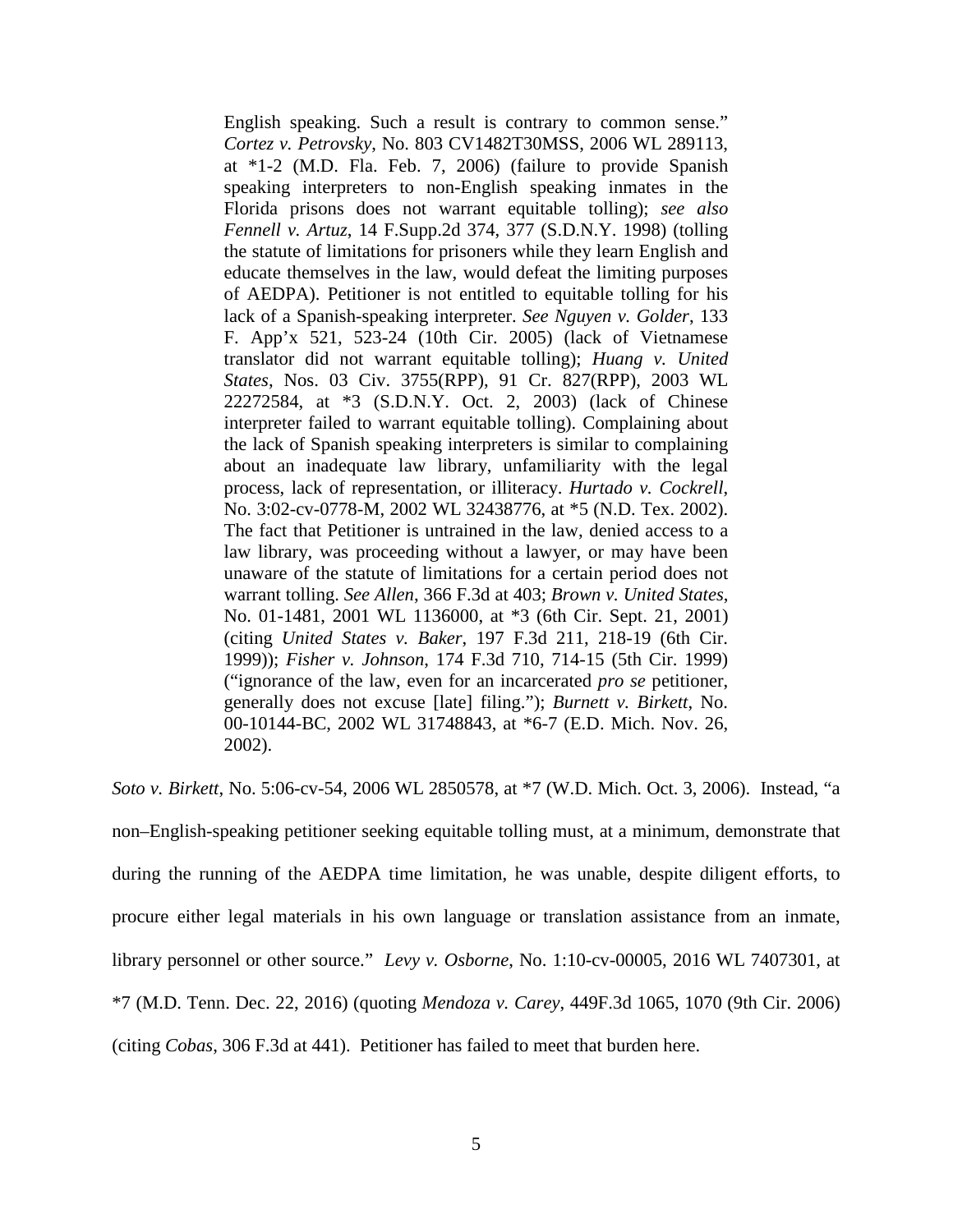> English speaking. Such a result is contrary to common sense." *Cortez v. Petrovsky*, No. 803 CV1482T30MSS, 2006 WL 289113, at *1-2 (M.D. Fla. Feb. 7, 2006) (failure to provide Spanish speaking interpreters to non-English speaking inmates in the Florida prisons does not warrant equitable tolling); *see also Fennell v. Artuz*, 14 F.Supp.2d 374, 377 (S.D.N.Y. 1998) (tolling the statute of limitations for prisoners while they learn English and educate themselves in the law, would defeat the limiting purposes of AEDPA). Petitioner is not entitled to equitable tolling for his lack of a Spanish-speaking interpreter. *See Nguyen v. Golder*, 133 F. App'x 521, 523-24 (10th Cir. 2005) (lack of Vietnamese translator did not warrant equitable tolling); *Huang v. United States*, Nos. 03 Civ. 3755(RPP), 91 Cr. 827(RPP), 2003 WL 22272584, at *3 (S.D.N.Y. Oct. 2, 2003) (lack of Chinese interpreter failed to warrant equitable tolling). Complaining about the lack of Spanish speaking interpreters is similar to complaining about an inadequate law library, unfamiliarity with the legal process, lack of representation, or illiteracy. *Hurtado v. Cockrell*, No. 3:02-cv-0778-M, 2002 WL 32438776, at *5 (N.D. Tex. 2002). The fact that Petitioner is untrained in the law, denied access to a law library, was proceeding without a lawyer, or may have been unaware of the statute of limitations for a certain period does not warrant tolling. *See Allen*, 366 F.3d at 403; *Brown v. United States*, No. 01-1481, 2001 WL 1136000, at *3 (6th Cir. Sept. 21, 2001) (citing *United States v. Baker*, 197 F.3d 211, 218-19 (6th Cir. 1999)); *Fisher v. Johnson*, 174 F.3d 710, 714-15 (5th Cir. 1999) ("ignorance of the law, even for an incarcerated *pro se* petitioner, generally does not excuse [late] filing."); *Burnett v. Birkett*, No. 00-10144-BC, 2002 WL 31748843, at *6-7 (E.D. Mich. Nov. 26, 2002).

*Soto v. Birkett*, No. 5:06-cv-54, 2006 WL 2850578, at *7 (W.D. Mich. Oct. 3, 2006). Instead, "a non–English-speaking petitioner seeking equitable tolling must, at a minimum, demonstrate that during the running of the AEDPA time limitation, he was unable, despite diligent efforts, to procure either legal materials in his own language or translation assistance from an inmate, library personnel or other source." *Levy v. Osborne*, No. 1:10-cv-00005, 2016 WL 7407301, at *7 (M.D. Tenn. Dec. 22, 2016) (quoting *Mendoza v. Carey*, 449F.3d 1065, 1070 (9th Cir. 2006) (citing *Cobas*, 306 F.3d at 441). Petitioner has failed to meet that burden here.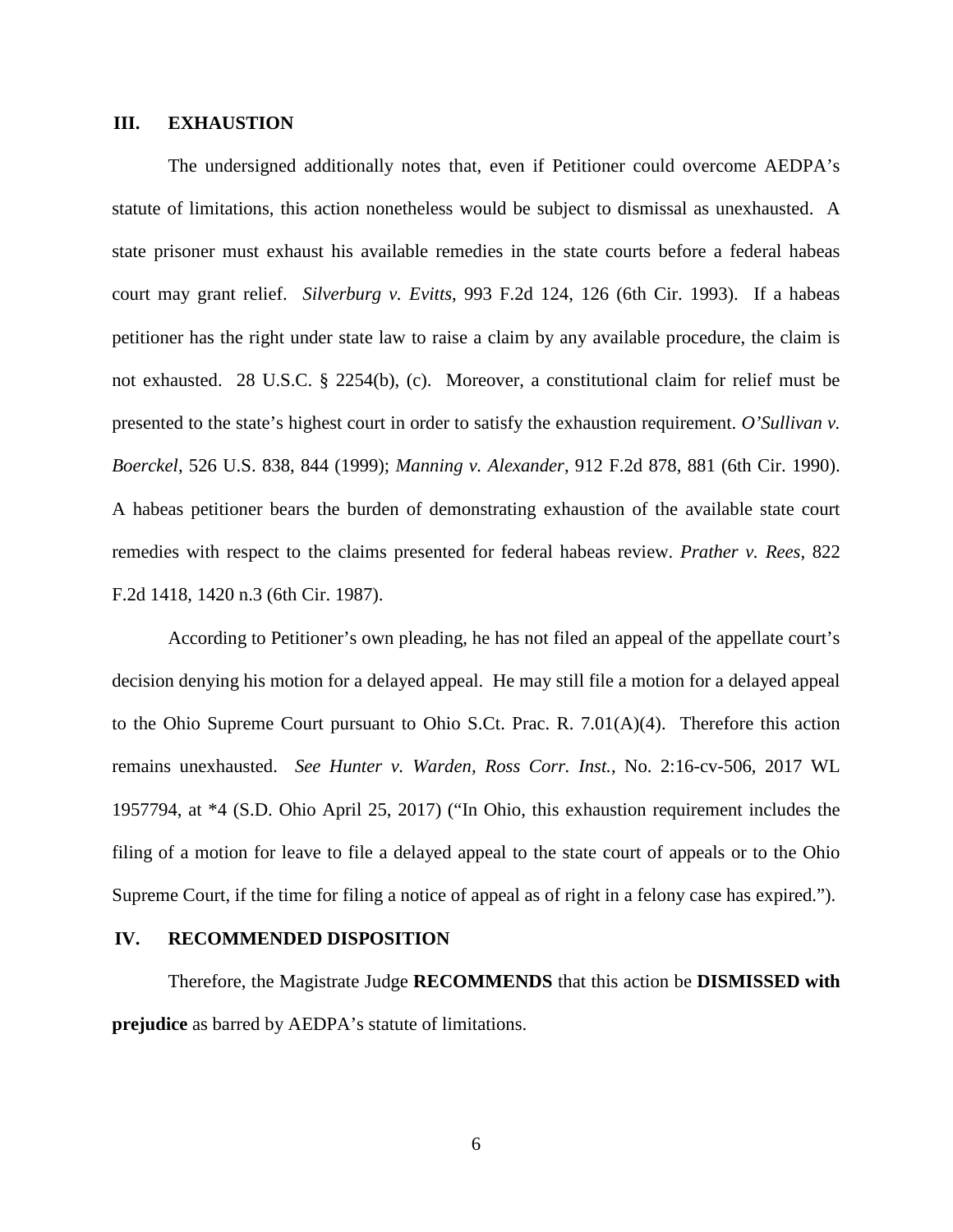## III. EXHAUSTION

The undersigned additionally notes that, even if Petitioner could overcome AEDPA's statute of limitations, this action nonetheless would be subject to dismissal as unexhausted. A state prisoner must exhaust his available remedies in the state courts before a federal habeas court may grant relief. *Silverburg v. Evitts*, 993 F.2d 124, 126 (6th Cir. 1993). If a habeas petitioner has the right under state law to raise a claim by any available procedure, the claim is not exhausted. 28 U.S.C. § 2254(b), (c). Moreover, a constitutional claim for relief must be presented to the state's highest court in order to satisfy the exhaustion requirement. *O'Sullivan v. Boerckel*, 526 U.S. 838, 844 (1999); *Manning v. Alexander*, 912 F.2d 878, 881 (6th Cir. 1990). A habeas petitioner bears the burden of demonstrating exhaustion of the available state court remedies with respect to the claims presented for federal habeas review. *Prather v. Rees*, 822 F.2d 1418, 1420 n.3 (6th Cir. 1987).

According to Petitioner's own pleading, he has not filed an appeal of the appellate court's decision denying his motion for a delayed appeal. He may still file a motion for a delayed appeal to the Ohio Supreme Court pursuant to Ohio S.Ct. Prac. R. 7.01(A)(4). Therefore this action remains unexhausted. *See Hunter v. Warden, Ross Corr. Inst.*, No. 2:16-cv-506, 2017 WL 1957794, at *4 (S.D. Ohio April 25, 2017) ("In Ohio, this exhaustion requirement includes the filing of a motion for leave to file a delayed appeal to the state court of appeals or to the Ohio Supreme Court, if the time for filing a notice of appeal as of right in a felony case has expired.").

## IV. RECOMMENDED DISPOSITION

Therefore, the Magistrate Judge **RECOMMENDS** that this action be **DISMISSED with prejudice** as barred by AEDPA's statute of limitations.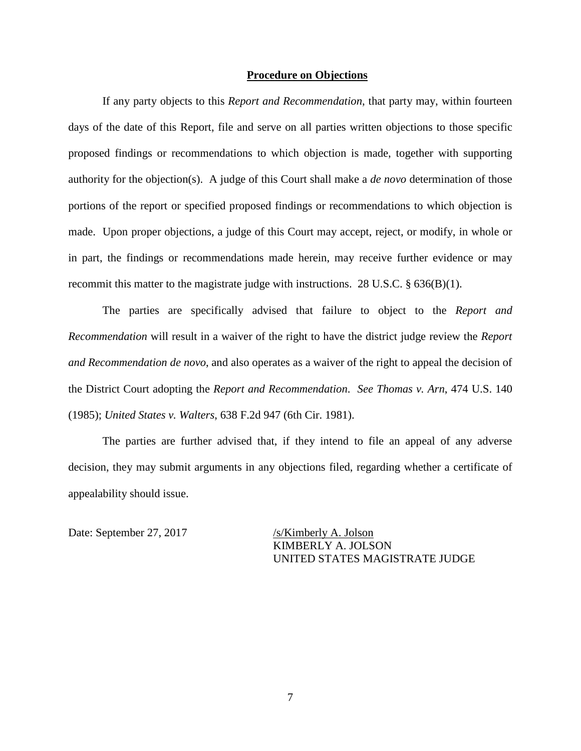## **Procedure on Objections**

If any party objects to this *Report and Recommendation*, that party may, within fourteen days of the date of this Report, file and serve on all parties written objections to those specific proposed findings or recommendations to which objection is made, together with supporting authority for the objection(s). A judge of this Court shall make a *de novo* determination of those portions of the report or specified proposed findings or recommendations to which objection is made. Upon proper objections, a judge of this Court may accept, reject, or modify, in whole or in part, the findings or recommendations made herein, may receive further evidence or may recommit this matter to the magistrate judge with instructions. 28 U.S.C. § 636(B)(1).

The parties are specifically advised that failure to object to the *Report and Recommendation* will result in a waiver of the right to have the district judge review the *Report and Recommendation de novo*, and also operates as a waiver of the right to appeal the decision of the District Court adopting the *Report and Recommendation*. *See Thomas v. Arn*, 474 U.S. 140 (1985); *United States v. Walters*, 638 F.2d 947 (6th Cir. 1981).

The parties are further advised that, if they intend to file an appeal of any adverse decision, they may submit arguments in any objections filed, regarding whether a certificate of appealability should issue.

Date: September 27, 2017

/s/Kimberly A. Jolson
KIMBERLY A. JOLSON
UNITED STATES MAGISTRATE JUDGE